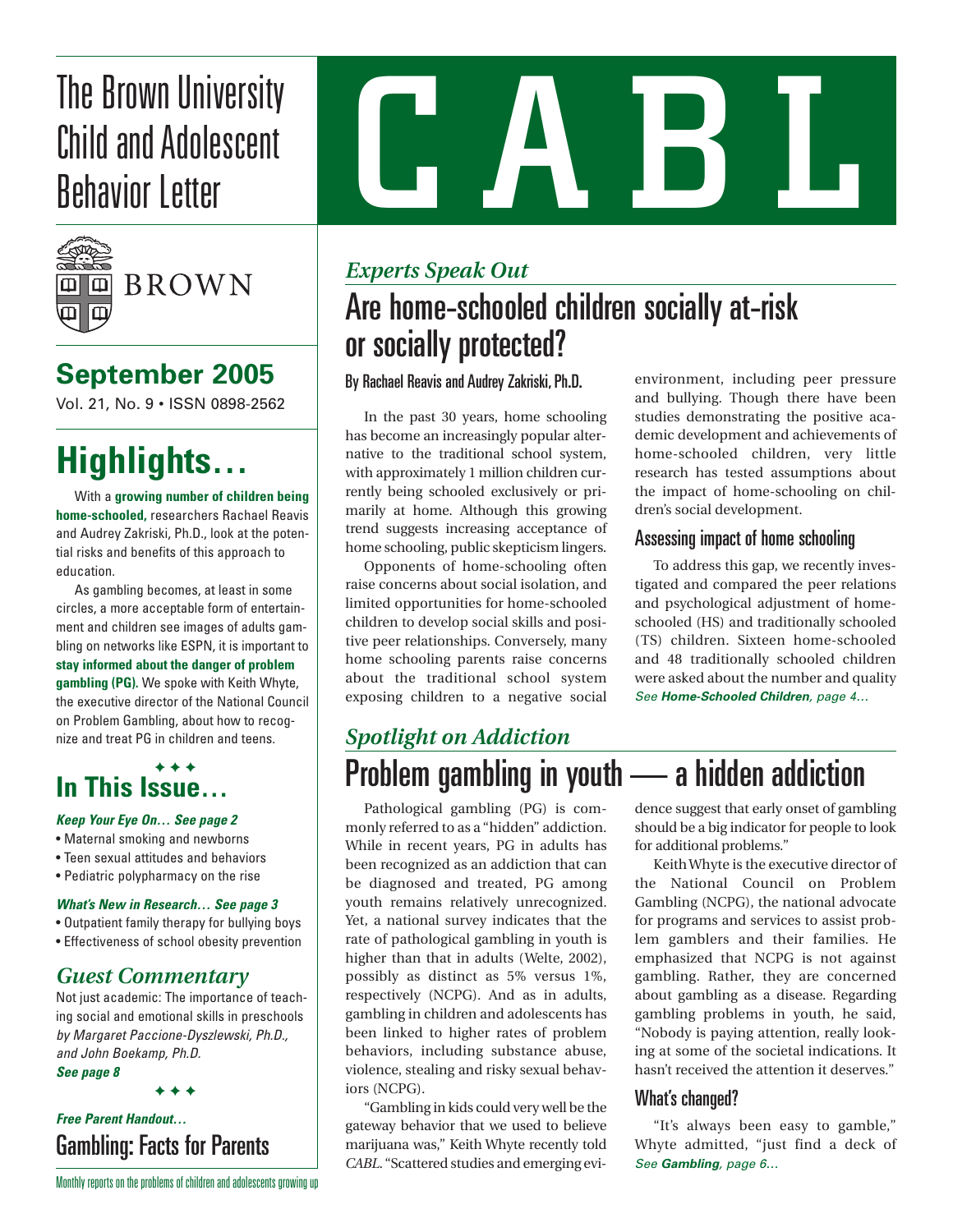# The Brown University Child and Adolescent Behavior Letter

# CABL

BROWN

## September 2005

Vol. 21, No. 9 • ISSN 0898-2562

## Highlights…

With a **growing number of children being home-schooled,** researchers Rachael Reavis and Audrey Zakriski, Ph.D., look at the potential risks and benefits of this approach to education.

As gambling becomes, at least in some circles, a more acceptable form of entertainment and children see images of adults gambling on networks like ESPN, it is important to **stay informed about the danger of problem gambling (PG).** We spoke with Keith Whyte, the executive director of the National Council on Problem Gambling, about how to recognize and treat PG in children and teens.

✦ ✦ ✦

## In This Issue…

***Keep Your Eye On… See page 2***

- Maternal smoking and newborns
- Teen sexual attitudes and behaviors
- Pediatric polypharmacy on the rise

***What's New in Research… See page 3***

- Outpatient family therapy for bullying boys
- Effectiveness of school obesity prevention

### *Guest Commentary*

Not just academic: The importance of teaching social and emotional skills in preschools *by Margaret Paccione-Dyszlewski, Ph.D., and John Boekamp, Ph.D.*
***See page 8***

✦ ✦ ✦

***Free Parent Handout…***
**Gambling: Facts for Parents**

Monthly reports on the problems of children and adolescents growing up

### *Experts Speak Out*

## Are home-schooled children socially at-risk or socially protected?

By Rachael Reavis and Audrey Zakriski, Ph.D.

In the past 30 years, home schooling has become an increasingly popular alternative to the traditional school system, with approximately 1 million children currently being schooled exclusively or primarily at home. Although this growing trend suggests increasing acceptance of home schooling, public skepticism lingers.

Opponents of home-schooling often raise concerns about social isolation, and limited opportunities for home-schooled children to develop social skills and positive peer relationships. Conversely, many home schooling parents raise concerns about the traditional school system exposing children to a negative social environment, including peer pressure and bullying. Though there have been studies demonstrating the positive academic development and achievements of home-schooled children, very little research has tested assumptions about the impact of home-schooling on children's social development.

### Assessing impact of home schooling

To address this gap, we recently investigated and compared the peer relations and psychological adjustment of home-schooled (HS) and traditionally schooled (TS) children. Sixteen home-schooled and 48 traditionally schooled children were asked about the number and quality

*See **Home-Schooled Children**, page 4…*

### *Spotlight on Addiction*

## Problem gambling in youth — a hidden addiction

Pathological gambling (PG) is commonly referred to as a "hidden" addiction. While in recent years, PG in adults has been recognized as an addiction that can be diagnosed and treated, PG among youth remains relatively unrecognized. Yet, a national survey indicates that the rate of pathological gambling in youth is higher than that in adults (Welte, 2002), possibly as distinct as 5% versus 1%, respectively (NCPG). And as in adults, gambling in children and adolescents has been linked to higher rates of problem behaviors, including substance abuse, violence, stealing and risky sexual behaviors (NCPG).

"Gambling in kids could very well be the gateway behavior that we used to believe marijuana was," Keith Whyte recently told *CABL*. "Scattered studies and emerging evidence suggest that early onset of gambling should be a big indicator for people to look for additional problems."

Keith Whyte is the executive director of the National Council on Problem Gambling (NCPG), the national advocate for programs and services to assist problem gamblers and their families. He emphasized that NCPG is not against gambling. Rather, they are concerned about gambling as a disease. Regarding gambling problems in youth, he said, "Nobody is paying attention, really looking at some of the societal indications. It hasn't received the attention it deserves."

### What's changed?

"It's always been easy to gamble," Whyte admitted, "just find a deck of

*See **Gambling**, page 6…*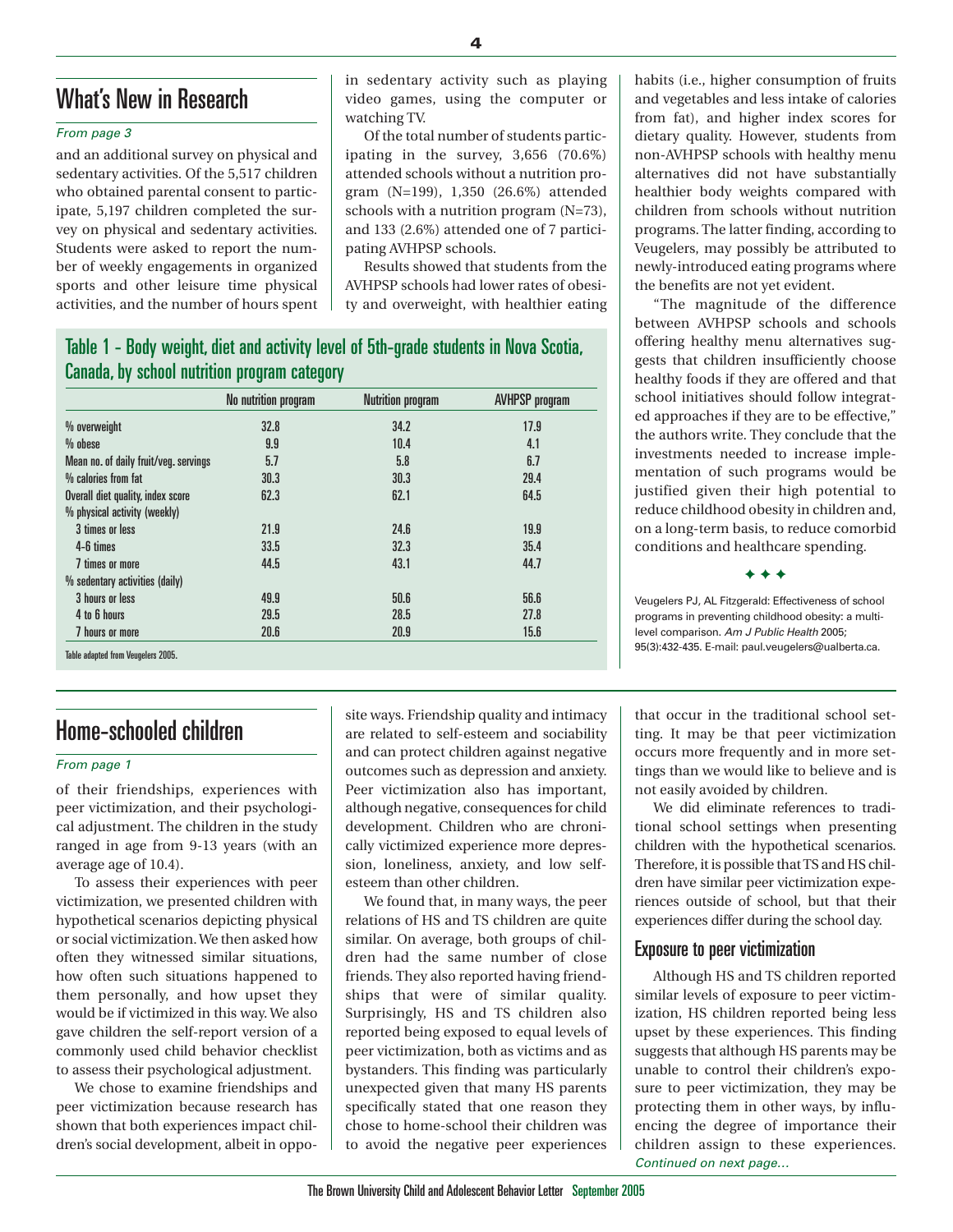## What's New in Research

*From page 3*

and an additional survey on physical and sedentary activities. Of the 5,517 children who obtained parental consent to participate, 5,197 children completed the survey on physical and sedentary activities. Students were asked to report the number of weekly engagements in organized sports and other leisure time physical activities, and the number of hours spent in sedentary activity such as playing video games, using the computer or watching TV.

Of the total number of students participating in the survey, 3,656 (70.6%) attended schools without a nutrition program (N=199), 1,350 (26.6%) attended schools with a nutrition program (N=73), and 133 (2.6%) attended one of 7 participating AVHPSP schools.

Results showed that students from the AVHPSP schools had lower rates of obesity and overweight, with healthier eating habits (i.e., higher consumption of fruits and vegetables and less intake of calories from fat), and higher index scores for dietary quality. However, students from non-AVHPSP schools with healthy menu alternatives did not have substantially healthier body weights compared with children from schools without nutrition programs. The latter finding, according to Veugelers, may possibly be attributed to newly-introduced eating programs where the benefits are not yet evident.

"The magnitude of the difference between AVHPSP schools and schools offering healthy menu alternatives suggests that children insufficiently choose healthy foods if they are offered and that school initiatives should follow integrated approaches if they are to be effective," the authors write. They conclude that the investments needed to increase implementation of such programs would be justified given their high potential to reduce childhood obesity in children and, on a long-term basis, to reduce comorbid conditions and healthcare spending.

✦ ✦ ✦

Veugelers PJ, AL Fitzgerald: Effectiveness of school programs in preventing childhood obesity: a multilevel comparison. *Am J Public Health* 2005; 95(3):432-435. E-mail: paul.veugelers@ualberta.ca.

### Table 1 - Body weight, diet and activity level of 5th-grade students in Nova Scotia, Canada, by school nutrition program category

| | No nutrition program | Nutrition program | AVHPSP program |
|---|---|---|---|
| % overweight | 32.8 | 34.2 | 17.9 |
| % obese | 9.9 | 10.4 | 4.1 |
| Mean no. of daily fruit/veg. servings | 5.7 | 5.8 | 6.7 |
| % calories from fat | 30.3 | 30.3 | 29.4 |
| Overall diet quality, index score | 62.3 | 62.1 | 64.5 |
| % physical activity (weekly) | | | |
| 3 times or less | 21.9 | 24.6 | 19.9 |
| 4-6 times | 33.5 | 32.3 | 35.4 |
| 7 times or more | 44.5 | 43.1 | 44.7 |
| % sedentary activities (daily) | | | |
| 3 hours or less | 49.9 | 50.6 | 56.6 |
| 4 to 6 hours | 29.5 | 28.5 | 27.8 |
| 7 hours or more | 20.6 | 20.9 | 15.6 |

Table adapted from Veugelers 2005.

## Home-schooled children

*From page 1*

of their friendships, experiences with peer victimization, and their psychological adjustment. The children in the study ranged in age from 9-13 years (with an average age of 10.4).

To assess their experiences with peer victimization, we presented children with hypothetical scenarios depicting physical or social victimization. We then asked how often they witnessed similar situations, how often such situations happened to them personally, and how upset they would be if victimized in this way. We also gave children the self-report version of a commonly used child behavior checklist to assess their psychological adjustment.

We chose to examine friendships and peer victimization because research has shown that both experiences impact children's social development, albeit in opposite ways. Friendship quality and intimacy are related to self-esteem and sociability and can protect children against negative outcomes such as depression and anxiety. Peer victimization also has important, although negative, consequences for child development. Children who are chronically victimized experience more depression, loneliness, anxiety, and low self-esteem than other children.

We found that, in many ways, the peer relations of HS and TS children are quite similar. On average, both groups of children had the same number of close friends. They also reported having friendships that were of similar quality. Surprisingly, HS and TS children also reported being exposed to equal levels of peer victimization, both as victims and as bystanders. This finding was particularly unexpected given that many HS parents specifically stated that one reason they chose to home-school their children was to avoid the negative peer experiences that occur in the traditional school setting. It may be that peer victimization occurs more frequently and in more settings than we would like to believe and is not easily avoided by children.

We did eliminate references to traditional school settings when presenting children with the hypothetical scenarios. Therefore, it is possible that TS and HS children have similar peer victimization experiences outside of school, but that their experiences differ during the school day.

### Exposure to peer victimization

Although HS and TS children reported similar levels of exposure to peer victimization, HS children reported being less upset by these experiences. This finding suggests that although HS parents may be unable to control their children's exposure to peer victimization, they may be protecting them in other ways, by influencing the degree of importance their children assign to these experiences. *Continued on next page...*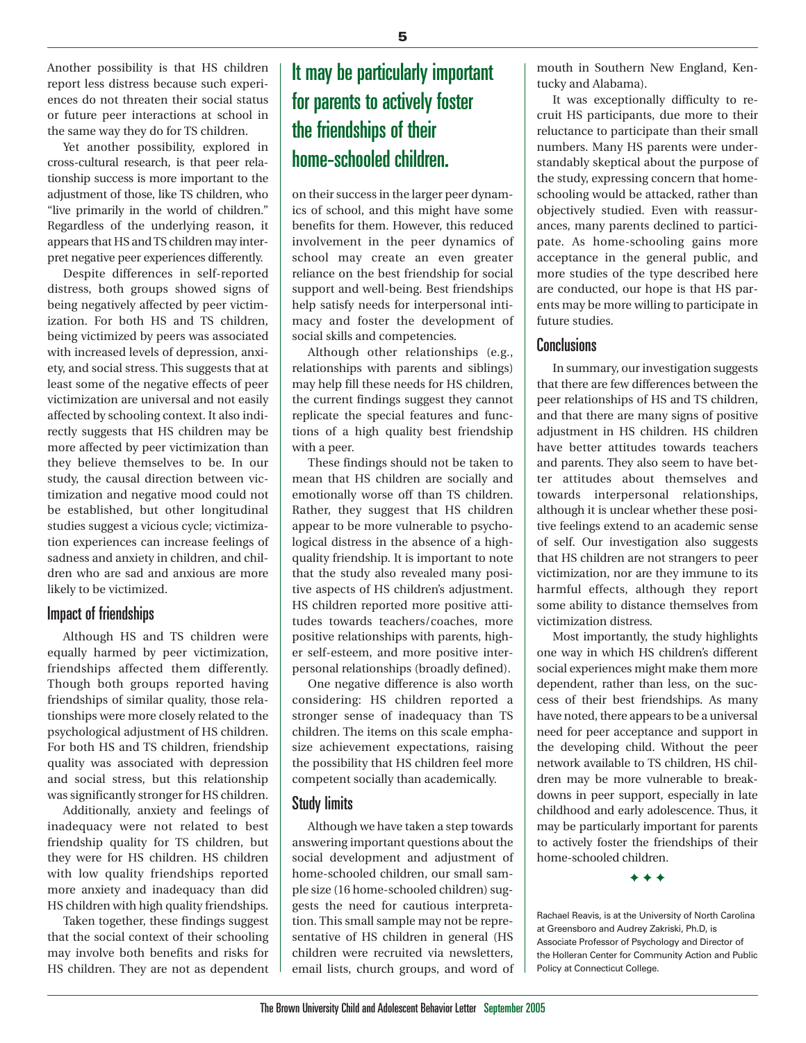Another possibility is that HS children report less distress because such experiences do not threaten their social status or future peer interactions at school in the same way they do for TS children.

Yet another possibility, explored in cross-cultural research, is that peer relationship success is more important to the adjustment of those, like TS children, who "live primarily in the world of children." Regardless of the underlying reason, it appears that HS and TS children may interpret negative peer experiences differently.

Despite differences in self-reported distress, both groups showed signs of being negatively affected by peer victimization. For both HS and TS children, being victimized by peers was associated with increased levels of depression, anxiety, and social stress. This suggests that at least some of the negative effects of peer victimization are universal and not easily affected by schooling context. It also indirectly suggests that HS children may be more affected by peer victimization than they believe themselves to be. In our study, the causal direction between victimization and negative mood could not be established, but other longitudinal studies suggest a vicious cycle; victimization experiences can increase feelings of sadness and anxiety in children, and children who are sad and anxious are more likely to be victimized.

## Impact of friendships

Although HS and TS children were equally harmed by peer victimization, friendships affected them differently. Though both groups reported having friendships of similar quality, those relationships were more closely related to the psychological adjustment of HS children. For both HS and TS children, friendship quality was associated with depression and social stress, but this relationship was significantly stronger for HS children.

Additionally, anxiety and feelings of inadequacy were not related to best friendship quality for TS children, but they were for HS children. HS children with low quality friendships reported more anxiety and inadequacy than did HS children with high quality friendships.

Taken together, these findings suggest that the social context of their schooling may involve both benefits and risks for HS children. They are not as dependent on their success in the larger peer dynamics of school, and this might have some benefits for them. However, this reduced involvement in the peer dynamics of school may create an even greater reliance on the best friendship for social support and well-being. Best friendships help satisfy needs for interpersonal intimacy and foster the development of social skills and competencies.

> **It may be particularly important for parents to actively foster the friendships of their home-schooled children.**

Although other relationships (e.g., relationships with parents and siblings) may help fill these needs for HS children, the current findings suggest they cannot replicate the special features and functions of a high quality best friendship with a peer.

These findings should not be taken to mean that HS children are socially and emotionally worse off than TS children. Rather, they suggest that HS children appear to be more vulnerable to psychological distress in the absence of a high-quality friendship. It is important to note that the study also revealed many positive aspects of HS children's adjustment. HS children reported more positive attitudes towards teachers/coaches, more positive relationships with parents, higher self-esteem, and more positive interpersonal relationships (broadly defined).

One negative difference is also worth considering: HS children reported a stronger sense of inadequacy than TS children. The items on this scale emphasize achievement expectations, raising the possibility that HS children feel more competent socially than academically.

## Study limits

Although we have taken a step towards answering important questions about the social development and adjustment of home-schooled children, our small sample size (16 home-schooled children) suggests the need for cautious interpretation. This small sample may not be representative of HS children in general (HS children were recruited via newsletters, email lists, church groups, and word of mouth in Southern New England, Kentucky and Alabama).

It was exceptionally difficulty to recruit HS participants, due more to their reluctance to participate than their small numbers. Many HS parents were understandably skeptical about the purpose of the study, expressing concern that home-schooling would be attacked, rather than objectively studied. Even with reassurances, many parents declined to participate. As home-schooling gains more acceptance in the general public, and more studies of the type described here are conducted, our hope is that HS parents may be more willing to participate in future studies.

## Conclusions

In summary, our investigation suggests that there are few differences between the peer relationships of HS and TS children, and that there are many signs of positive adjustment in HS children. HS children have better attitudes towards teachers and parents. They also seem to have better attitudes about themselves and towards interpersonal relationships, although it is unclear whether these positive feelings extend to an academic sense of self. Our investigation also suggests that HS children are not strangers to peer victimization, nor are they immune to its harmful effects, although they report some ability to distance themselves from victimization distress.

Most importantly, the study highlights one way in which HS children's different social experiences might make them more dependent, rather than less, on the success of their best friendships. As many have noted, there appears to be a universal need for peer acceptance and support in the developing child. Without the peer network available to TS children, HS children may be more vulnerable to breakdowns in peer support, especially in late childhood and early adolescence. Thus, it may be particularly important for parents to actively foster the friendships of their home-schooled children.

✦ ✦ ✦

Rachael Reavis, is at the University of North Carolina at Greensboro and Audrey Zakriski, Ph.D, is Associate Professor of Psychology and Director of the Holleran Center for Community Action and Public Policy at Connecticut College.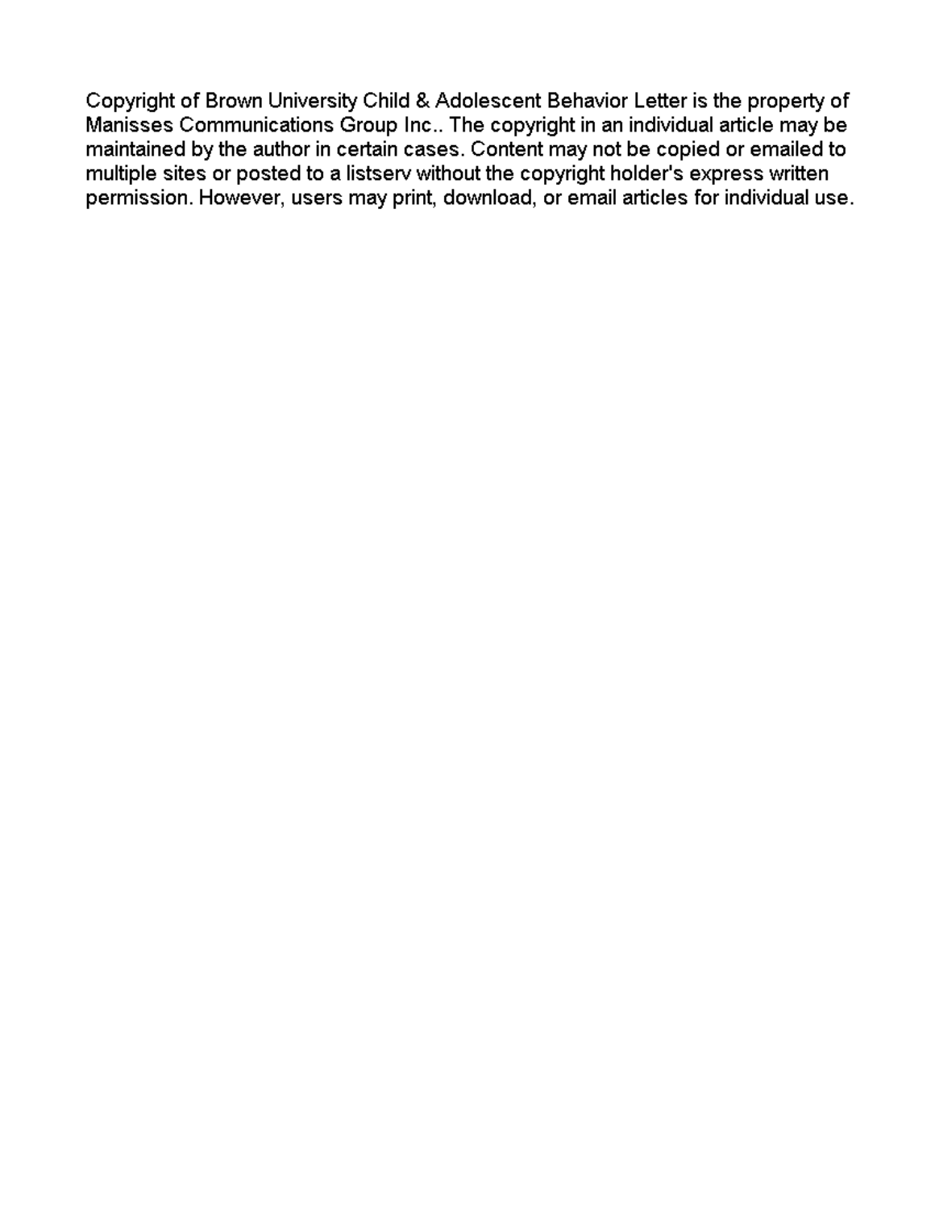Copyright of Brown University Child & Adolescent Behavior Letter is the property of Manisses Communications Group Inc.. The copyright in an individual article may be maintained by the author in certain cases. Content may not be copied or emailed to multiple sites or posted to a listserv without the copyright holder's express written permission. However, users may print, download, or email articles for individual use.